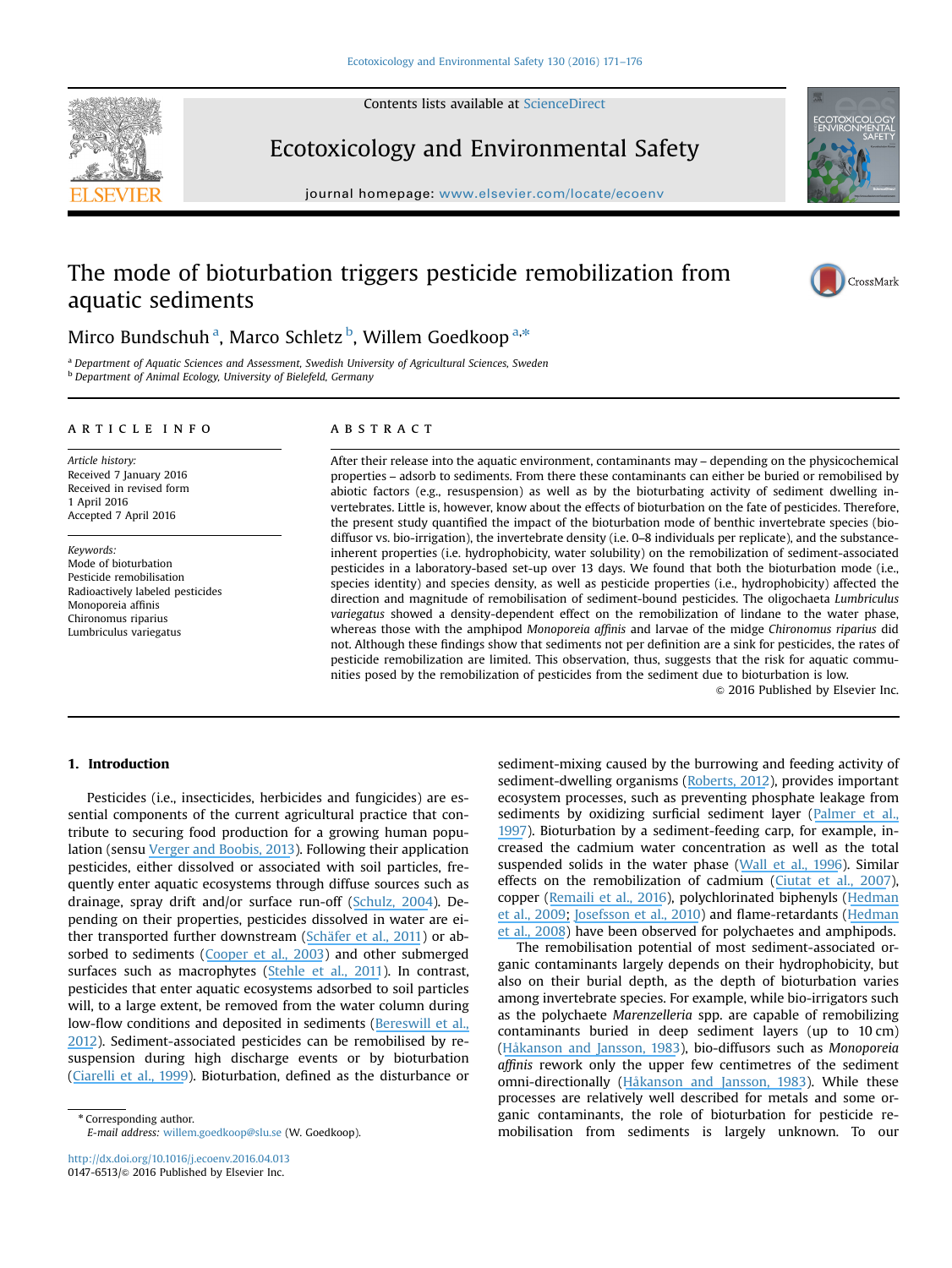Contents lists available at ScienceDirect

Ecotoxicology and Environmental Safety

journal homepage: www.elsevier.com/locate/ecoenv

# The mode of bioturbation triggers pesticide remobilization from aquatic sediments

Mirco Bundschuh [a], Marco Schletz [b], Willem Goedkoop [a,*]

[a] Department of Aquatic Sciences and Assessment, Swedish University of Agricultural Sciences, Sweden
[b] Department of Animal Ecology, University of Bielefeld, Germany

## ARTICLE INFO

*Article history:*
Received 7 January 2016
Received in revised form
1 April 2016
Accepted 7 April 2016

*Keywords:*
Mode of bioturbation
Pesticide remobilisation
Radioactively labeled pesticides
Monoporeia affinis
Chironomus riparius
Lumbriculus variegatus

## ABSTRACT

After their release into the aquatic environment, contaminants may – depending on the physicochemical properties – adsorb to sediments. From there these contaminants can either be buried or remobilised by abiotic factors (e.g., resuspension) as well as by the bioturbating activity of sediment dwelling invertebrates. Little is, however, know about the effects of bioturbation on the fate of pesticides. Therefore, the present study quantified the impact of the bioturbation mode of benthic invertebrate species (bio-diffusor vs. bio-irrigation), the invertebrate density (i.e. 0–8 individuals per replicate), and the substance-inherent properties (i.e. hydrophobicity, water solubility) on the remobilization of sediment-associated pesticides in a laboratory-based set-up over 13 days. We found that both the bioturbation mode (i.e., species identity) and species density, as well as pesticide properties (i.e., hydrophobicity) affected the direction and magnitude of remobilisation of sediment-bound pesticides. The oligochaeta *Lumbriculus variegatus* showed a density-dependent effect on the remobilization of lindane to the water phase, whereas those with the amphipod *Monoporeia affinis* and larvae of the midge *Chironomus riparius* did not. Although these findings show that sediments not per definition are a sink for pesticides, the rates of pesticide remobilization are limited. This observation, thus, suggests that the risk for aquatic communities posed by the remobilization of pesticides from the sediment due to bioturbation is low.

© 2016 Published by Elsevier Inc.

## 1. Introduction

Pesticides (i.e., insecticides, herbicides and fungicides) are essential components of the current agricultural practice that contribute to securing food production for a growing human population (sensu Verger and Boobis, 2013). Following their application pesticides, either dissolved or associated with soil particles, frequently enter aquatic ecosystems through diffuse sources such as drainage, spray drift and/or surface run-off (Schulz, 2004). Depending on their properties, pesticides dissolved in water are either transported further downstream (Schäfer et al., 2011) or absorbed to sediments (Cooper et al., 2003) and other submerged surfaces such as macrophytes (Stehle et al., 2011). In contrast, pesticides that enter aquatic ecosystems adsorbed to soil particles will, to a large extent, be removed from the water column during low-flow conditions and deposited in sediments (Bereswill et al., 2012). Sediment-associated pesticides can be remobilised by resuspension during high discharge events or by bioturbation (Ciarelli et al., 1999). Bioturbation, defined as the disturbance or sediment-mixing caused by the burrowing and feeding activity of sediment-dwelling organisms (Roberts, 2012), provides important ecosystem processes, such as preventing phosphate leakage from sediments by oxidizing surficial sediment layer (Palmer et al., 1997). Bioturbation by a sediment-feeding carp, for example, increased the cadmium water concentration as well as the total suspended solids in the water phase (Wall et al., 1996). Similar effects on the remobilization of cadmium (Ciutat et al., 2007), copper (Remaili et al., 2016), polychlorinated biphenyls (Hedman et al., 2009; Josefsson et al., 2010) and flame-retardants (Hedman et al., 2008) have been observed for polychaetes and amphipods.

The remobilisation potential of most sediment-associated organic contaminants largely depends on their hydrophobicity, but also on their burial depth, as the depth of bioturbation varies among invertebrate species. For example, while bio-irrigators such as the polychaete *Marenzelleria* spp. are capable of remobilizing contaminants buried in deep sediment layers (up to 10 cm) (Håkanson and Jansson, 1983), bio-diffusors such as *Monoporeia affinis* rework only the upper few centimetres of the sediment omni-directionally (Håkanson and Jansson, 1983). While these processes are relatively well described for metals and some organic contaminants, the role of bioturbation for pesticide remobilisation from sediments is largely unknown. To our

\* Corresponding author.
*E-mail address:* willem.goedkoop@slu.se (W. Goedkoop).

http://dx.doi.org/10.1016/j.ecoenv.2016.04.013
0147-6513/© 2016 Published by Elsevier Inc.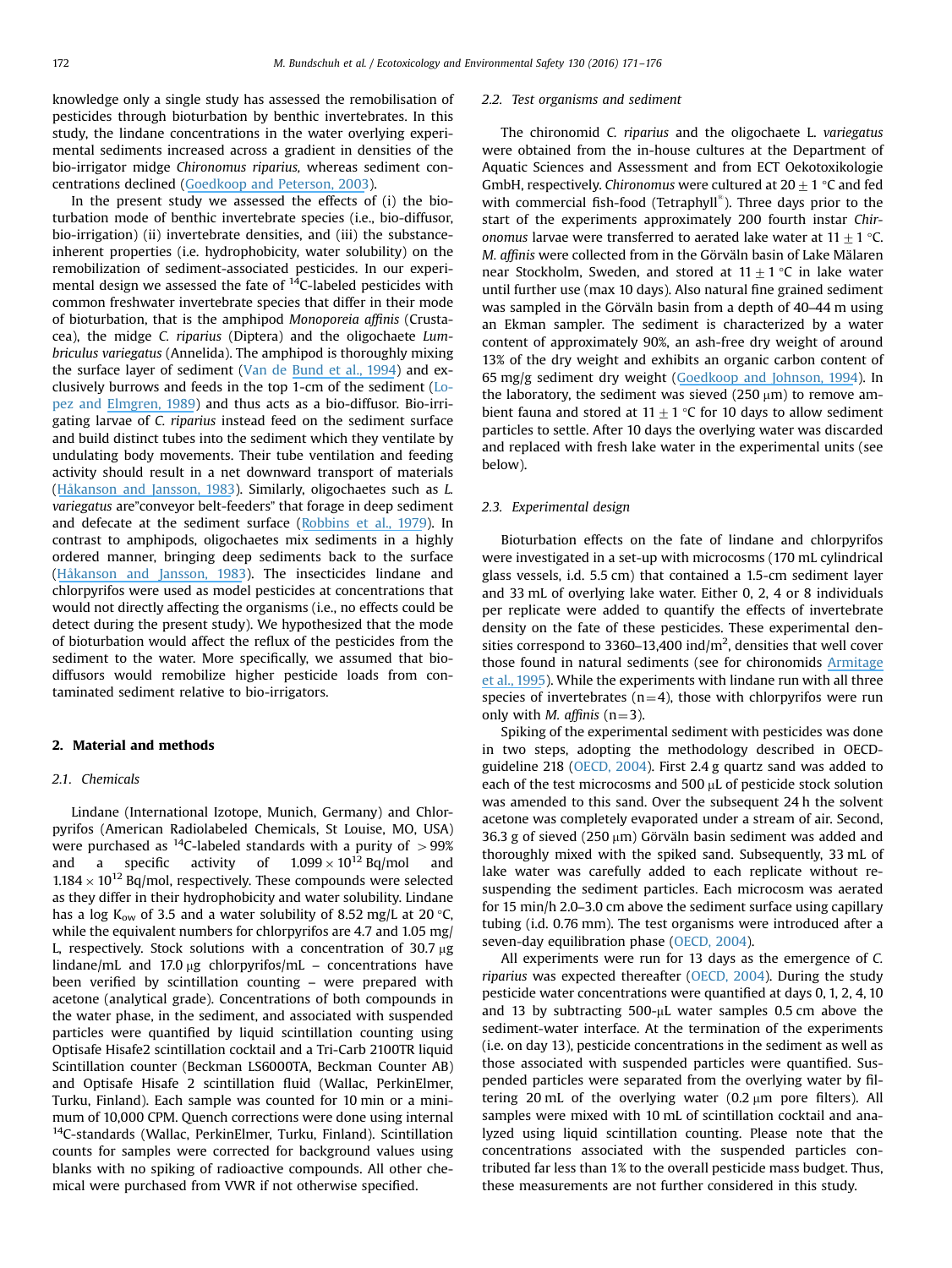knowledge only a single study has assessed the remobilisation of pesticides through bioturbation by benthic invertebrates. In this study, the lindane concentrations in the water overlying experimental sediments increased across a gradient in densities of the bio-irrigator midge *Chironomus riparius,* whereas sediment concentrations declined (Goedkoop and Peterson, 2003).

In the present study we assessed the effects of (i) the bioturbation mode of benthic invertebrate species (i.e., bio-diffusor, bio-irrigation) (ii) invertebrate densities, and (iii) the substance-inherent properties (i.e. hydrophobicity, water solubility) on the remobilization of sediment-associated pesticides. In our experimental design we assessed the fate of $^{14}$C-labeled pesticides with common freshwater invertebrate species that differ in their mode of bioturbation, that is the amphipod *Monoporeia affinis* (Crustacea), the midge *C. riparius* (Diptera) and the oligochaete *Lumbriculus variegatus* (Annelida). The amphipod is thoroughly mixing the surface layer of sediment (Van de Bund et al., 1994) and exclusively burrows and feeds in the top 1-cm of the sediment (Lopez and Elmgren, 1989) and thus acts as a bio-diffusor. Bio-irrigating larvae of *C. riparius* instead feed on the sediment surface and build distinct tubes into the sediment which they ventilate by undulating body movements. Their tube ventilation and feeding activity should result in a net downward transport of materials (Håkanson and Jansson, 1983). Similarly, oligochaetes such as *L. variegatus* are"conveyor belt-feeders" that forage in deep sediment and defecate at the sediment surface (Robbins et al., 1979). In contrast to amphipods, oligochaetes mix sediments in a highly ordered manner, bringing deep sediments back to the surface (Håkanson and Jansson, 1983). The insecticides lindane and chlorpyrifos were used as model pesticides at concentrations that would not directly affecting the organisms (i.e., no effects could be detect during the present study). We hypothesized that the mode of bioturbation would affect the reflux of the pesticides from the sediment to the water. More specifically, we assumed that bio-diffusors would remobilize higher pesticide loads from contaminated sediment relative to bio-irrigators.

## 2. Material and methods

### 2.1. Chemicals

Lindane (International Izotope, Munich, Germany) and Chlorpyrifos (American Radiolabeled Chemicals, St Louise, MO, USA) were purchased as $^{14}$C-labeled standards with a purity of $>99\%$ and a specific activity of $1.099 \times 10^{12}$ Bq/mol and $1.184 \times 10^{12}$ Bq/mol, respectively. These compounds were selected as they differ in their hydrophobicity and water solubility. Lindane has a log $K_{ow}$ of 3.5 and a water solubility of 8.52 mg/L at 20 °C, while the equivalent numbers for chlorpyrifos are 4.7 and 1.05 mg/L, respectively. Stock solutions with a concentration of 30.7 μg lindane/mL and 17.0 μg chlorpyrifos/mL – concentrations have been verified by scintillation counting – were prepared with acetone (analytical grade). Concentrations of both compounds in the water phase, in the sediment, and associated with suspended particles were quantified by liquid scintillation counting using Optisafe Hisafe2 scintillation cocktail and a Tri-Carb 2100TR liquid Scintillation counter (Beckman LS6000TA, Beckman Counter AB) and Optisafe Hisafe 2 scintillation fluid (Wallac, PerkinElmer, Turku, Finland). Each sample was counted for 10 min or a minimum of 10,000 CPM. Quench corrections were done using internal $^{14}$C-standards (Wallac, PerkinElmer, Turku, Finland). Scintillation counts for samples were corrected for background values using blanks with no spiking of radioactive compounds. All other chemical were purchased from VWR if not otherwise specified.

### 2.2. Test organisms and sediment

The chironomid *C. riparius* and the oligochaete *L. variegatus* were obtained from the in-house cultures at the Department of Aquatic Sciences and Assessment and from ECT Oekotoxikologie GmbH, respectively. *Chironomus* were cultured at $20 \pm 1$ °C and fed with commercial fish-food (Tetraphyll®). Three days prior to the start of the experiments approximately 200 fourth instar *Chironomus* larvae were transferred to aerated lake water at $11 \pm 1$ °C. *M. affinis* were collected from in the Görväln basin of Lake Mälaren near Stockholm, Sweden, and stored at $11 \pm 1$ °C in lake water until further use (max 10 days). Also natural fine grained sediment was sampled in the Görväln basin from a depth of 40–44 m using an Ekman sampler. The sediment is characterized by a water content of approximately 90%, an ash-free dry weight of around 13% of the dry weight and exhibits an organic carbon content of 65 mg/g sediment dry weight (Goedkoop and Johnson, 1994). In the laboratory, the sediment was sieved (250 μm) to remove ambient fauna and stored at $11 \pm 1$ °C for 10 days to allow sediment particles to settle. After 10 days the overlying water was discarded and replaced with fresh lake water in the experimental units (see below).

### 2.3. Experimental design

Bioturbation effects on the fate of lindane and chlorpyrifos were investigated in a set-up with microcosms (170 mL cylindrical glass vessels, i.d. 5.5 cm) that contained a 1.5-cm sediment layer and 33 mL of overlying lake water. Either 0, 2, 4 or 8 individuals per replicate were added to quantify the effects of invertebrate density on the fate of these pesticides. These experimental densities correspond to 3360–13,400 ind/m$^2$, densities that well cover those found in natural sediments (see for chironomids Armitage et al., 1995). While the experiments with lindane run with all three species of invertebrates ($n=4$), those with chlorpyrifos were run only with *M. affinis* ($n=3$).

Spiking of the experimental sediment with pesticides was done in two steps, adopting the methodology described in OECD-guideline 218 (OECD, 2004). First 2.4 g quartz sand was added to each of the test microcosms and 500 μL of pesticide stock solution was amended to this sand. Over the subsequent 24 h the solvent acetone was completely evaporated under a stream of air. Second, 36.3 g of sieved (250 μm) Görväln basin sediment was added and thoroughly mixed with the spiked sand. Subsequently, 33 mL of lake water was carefully added to each replicate without re-suspending the sediment particles. Each microcosm was aerated for 15 min/h 2.0–3.0 cm above the sediment surface using capillary tubing (i.d. 0.76 mm). The test organisms were introduced after a seven-day equilibration phase (OECD, 2004).

All experiments were run for 13 days as the emergence of *C. riparius* was expected thereafter (OECD, 2004). During the study pesticide water concentrations were quantified at days 0, 1, 2, 4, 10 and 13 by subtracting 500-μL water samples 0.5 cm above the sediment-water interface. At the termination of the experiments (i.e. on day 13), pesticide concentrations in the sediment as well as those associated with suspended particles were quantified. Suspended particles were separated from the overlying water by filtering 20 mL of the overlying water (0.2 μm pore filters). All samples were mixed with 10 mL of scintillation cocktail and analyzed using liquid scintillation counting. Please note that the concentrations associated with the suspended particles contributed far less than 1% to the overall pesticide mass budget. Thus, these measurements are not further considered in this study.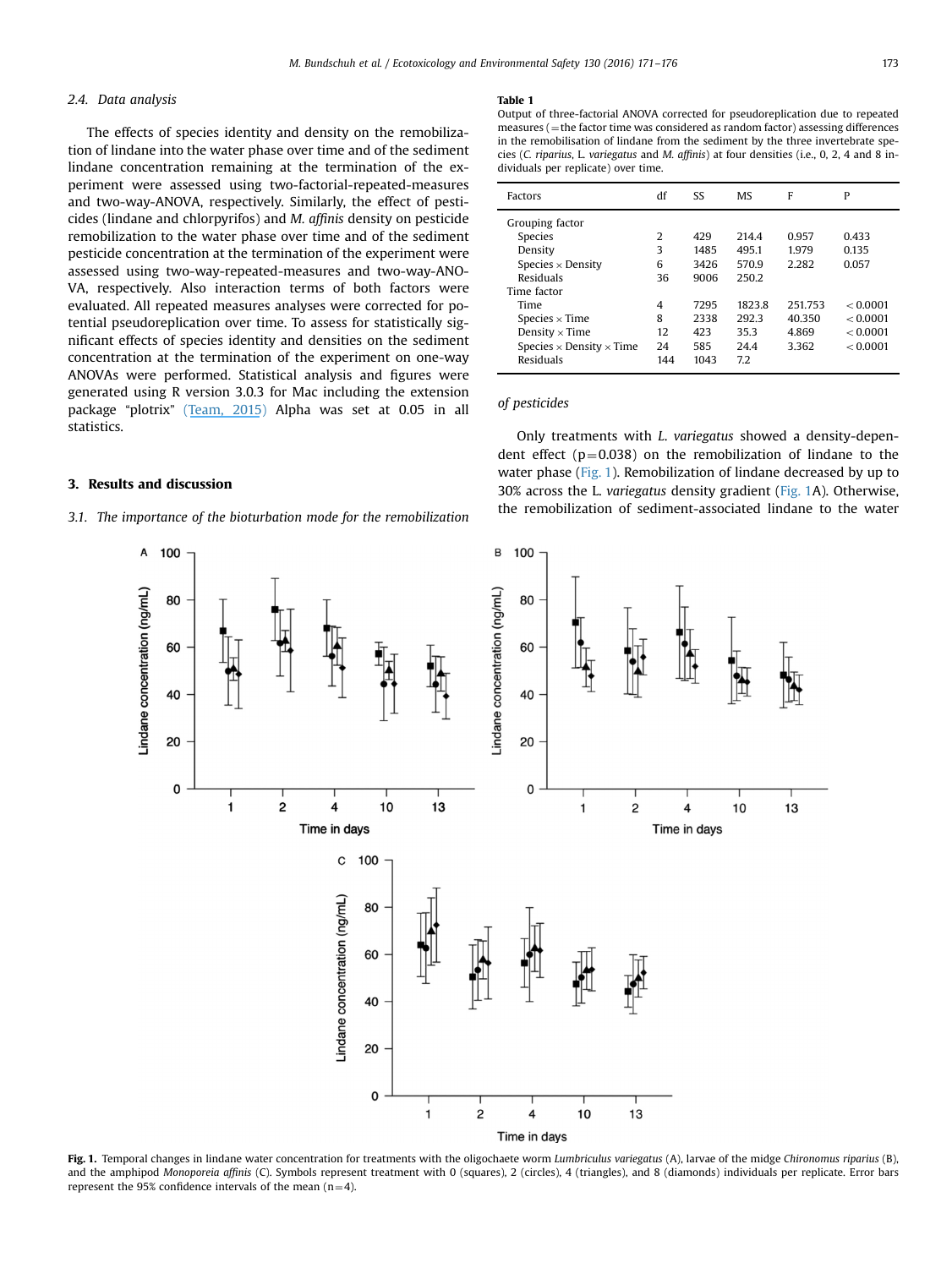### 2.4. Data analysis

The effects of species identity and density on the remobilization of lindane into the water phase over time and of the sediment lindane concentration remaining at the termination of the experiment were assessed using two-factorial-repeated-measures and two-way-ANOVA, respectively. Similarly, the effect of pesticides (lindane and chlorpyrifos) and *M. affinis* density on pesticide remobilization to the water phase over time and of the sediment pesticide concentration at the termination of the experiment were assessed using two-way-repeated-measures and two-way-ANOVA, respectively. Also interaction terms of both factors were evaluated. All repeated measures analyses were corrected for potential pseudoreplication over time. To assess for statistically significant effects of species identity and densities on the sediment concentration at the termination of the experiment one-way ANOVAs were performed. Statistical analysis and figures were generated using R version 3.0.3 for Mac including the extension package "plotrix" (Team, 2015) Alpha was set at 0.05 in all statistics.

## 3. Results and discussion

### 3.1. The importance of the bioturbation mode for the remobilization of pesticides

Only treatments with *L. variegatus* showed a density-dependent effect ($p = 0.038$) on the remobilization of lindane to the water phase (Fig. 1). Remobilization of lindane decreased by up to 30% across the L. *variegatus* density gradient (Fig. 1A). Otherwise, the remobilization of sediment-associated lindane to the water

**Table 1**
Output of three-factorial ANOVA corrected for pseudoreplication due to repeated measures (=the factor time was considered as random factor) assessing differences in the remobilisation of lindane from the sediment by the three invertebrate species (*C. riparius*, L. *variegatus* and *M. affinis*) at four densities (i.e., 0, 2, 4 and 8 individuals per replicate) over time.

| Factors | df | SS | MS | F | P |
|---|---|---|---|---|---|
| Grouping factor | | | | | |
| Species | 2 | 429 | 214.4 | 0.957 | 0.433 |
| Density | 3 | 1485 | 495.1 | 1.979 | 0.135 |
| Species × Density | 6 | 3426 | 570.9 | 2.282 | 0.057 |
| Residuals | 36 | 9006 | 250.2 | | |
| Time factor | | | | | |
| Time | 4 | 7295 | 1823.8 | 251.753 | < 0.0001 |
| Species × Time | 8 | 2338 | 292.3 | 40.350 | < 0.0001 |
| Density × Time | 12 | 423 | 35.3 | 4.869 | < 0.0001 |
| Species × Density × Time | 24 | 585 | 24.4 | 3.362 | < 0.0001 |
| Residuals | 144 | 1043 | 7.2 | | |

**Fig. 1.** Temporal changes in lindane water concentration for treatments with the oligochaete worm *Lumbriculus variegatus* (A), larvae of the midge *Chironomus riparius* (B), and the amphipod *Monoporeia affinis* (C). Symbols represent treatment with 0 (squares), 2 (circles), 4 (triangles), and 8 (diamonds) individuals per replicate. Error bars represent the 95% confidence intervals of the mean (n=4).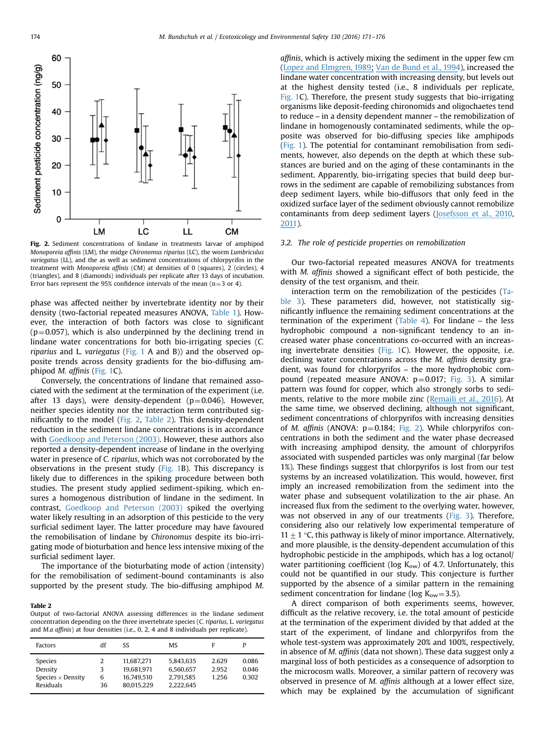Fig. 2. Sediment concentrations of lindane in treatments larvae of amphipod *Monoporeia affinis* (LM), the midge *Chironomus riparius* (LC), the worm *Lumbriculus variegatus* (LL), and the as well as sediment concentrations of chlorpyrifos in the treatment with *Monoporeia affinis* (CM) at densities of 0 (squares), 2 (circles), 4 (triangles), and 8 (diamonds) individuals per replicate after 13 days of incubation. Error bars represent the 95% confidence intervals of the mean (n=3 or 4).

phase was affected neither by invertebrate identity nor by their density (two-factorial repeated measures ANOVA, Table 1). However, the interaction of both factors was close to significant (p=0.057), which is also underpinned by the declining trend in lindane water concentrations for both bio-irrigating species (*C. riparius* and *L. variegatus* (Fig. 1 A and B)) and the observed opposite trends across density gradients for the bio-diffusing amphipod *M. affinis* (Fig. 1C).

Conversely, the concentrations of lindane that remained associated with the sediment at the termination of the experiment (i.e. after 13 days), were density-dependent (p=0.046). However, neither species identity nor the interaction term contributed significantly to the model (Fig. 2, Table 2). This density-dependent reduction in the sediment lindane concentrations is in accordance with Goedkoop and Peterson (2003). However, these authors also reported a density-dependent increase of lindane in the overlying water in presence of *C. riparius*, which was not corroborated by the observations in the present study (Fig. 1B). This discrepancy is likely due to differences in the spiking procedure between both studies. The present study applied sediment-spiking, which ensures a homogenous distribution of lindane in the sediment. In contrast, Goedkoop and Peterson (2003) spiked the overlying water likely resulting in an adsorption of this pesticide to the very surficial sediment layer. The latter procedure may have favoured the remobilisation of lindane by *Chironomus* despite its bio-irrigating mode of bioturbation and hence less intensive mixing of the surficial sediment layer.

The importance of the bioturbating mode of action (intensity) for the remobilisation of sediment-bound contaminants is also supported by the present study. The bio-diffusing amphipod *M. affinis*, which is actively mixing the sediment in the upper few cm (Lopez and Elmgren, 1989; Van de Bund et al., 1994), increased the lindane water concentration with increasing density, but levels out at the highest density tested (i.e., 8 individuals per replicate, Fig. 1C). Therefore, the present study suggests that bio-irrigating organisms like deposit-feeding chironomids and oligochaetes tend to reduce – in a density dependent manner – the remobilization of lindane in homogenously contaminated sediments, while the opposite was observed for bio-diffusing species like amphipods (Fig. 1). The potential for contaminant remobilisation from sediments, however, also depends on the depth at which these substances are buried and on the aging of these contaminants in the sediment. Apparently, bio-irrigating species that build deep burrows in the sediment are capable of remobilizing substances from deep sediment layers, while bio-diffusors that only feed in the oxidized surface layer of the sediment obviously cannot remobilize contaminants from deep sediment layers (Josefsson et al., 2010, 2011).

**Table 2**
Output of two-factorial ANOVA assessing differences in the lindane sediment concentration depending on the three invertebrate species (*C. riparius*, *L. variegatus* and *M.a affinis*) at four densities (i.e., 0, 2, 4 and 8 individuals per replicate).

| Factors | df | SS | MS | F | P |
|---|---|---|---|---|---|
| Species | 2 | 11,687,271 | 5,843,635 | 2.629 | 0.086 |
| Density | 3 | 19,681,971 | 6,560,657 | 2.952 | 0.046 |
| Species × Density | 6 | 16,749,510 | 2,791,585 | 1.256 | 0.302 |
| Residuals | 36 | 80,015,229 | 2,222,645 | | |

### 3.2. The role of pesticide properties on remobilization

Our two-factorial repeated measures ANOVA for treatments with *M. affinis* showed a significant effect of both pesticide, the density of the test organism, and their.

interaction term on the remobilization of the pesticides (Table 3). These parameters did, however, not statistically significantly influence the remaining sediment concentrations at the termination of the experiment (Table 4). For lindane – the less hydrophobic compound a non-significant tendency to an increased water phase concentrations co-occurred with an increasing invertebrate densities (Fig. 1C). However, the opposite, i.e. declining water concentrations across the *M. affinis* density gradient, was found for chlorpyrifos – the more hydrophobic compound (repeated measure ANOVA: p=0.017; Fig. 3). A similar pattern was found for copper, which also strongly sorbs to sediments, relative to the more mobile zinc (Remaili et al., 2016). At the same time, we observed declining, although not significant, sediment concentrations of chlorpyrifos with increasing densities of *M. affinis* (ANOVA: p=0.184; Fig. 2). While chlorpyrifos concentrations in both the sediment and the water phase decreased with increasing amphipod density, the amount of chlorpyrifos associated with suspended particles was only marginal (far below 1%). These findings suggest that chlorpyrifos is lost from our test systems by an increased volatilization. This would, however, first imply an increased remobilization from the sediment into the water phase and subsequent volatilization to the air phase. An increased flux from the sediment to the overlying water, however, was not observed in any of our treatments (Fig. 3). Therefore, considering also our relatively low experimental temperature of 11 ± 1 °C, this pathway is likely of minor importance. Alternatively, and more plausible, is the density-dependent accumulation of this hydrophobic pesticide in the amphipods, which has a log octanol/water partitioning coefficient (log $K_{ow}$) of 4.7. Unfortunately, this could not be quantified in our study. This conjecture is further supported by the absence of a similar pattern in the remaining sediment concentration for lindane (log $K_{ow}$=3.5).

A direct comparison of both experiments seems, however, difficult as the relative recovery, i.e. the total amount of pesticide at the termination of the experiment divided by that added at the start of the experiment, of lindane and chlorpyrifos from the whole test-system was approximately 20% and 100%, respectively, in absence of *M. affinis* (data not shown). These data suggest only a marginal loss of both pesticides as a consequence of adsorption to the microcosm walls. Moreover, a similar pattern of recovery was observed in presence of *M. affinis* although at a lower effect size, which may be explained by the accumulation of significant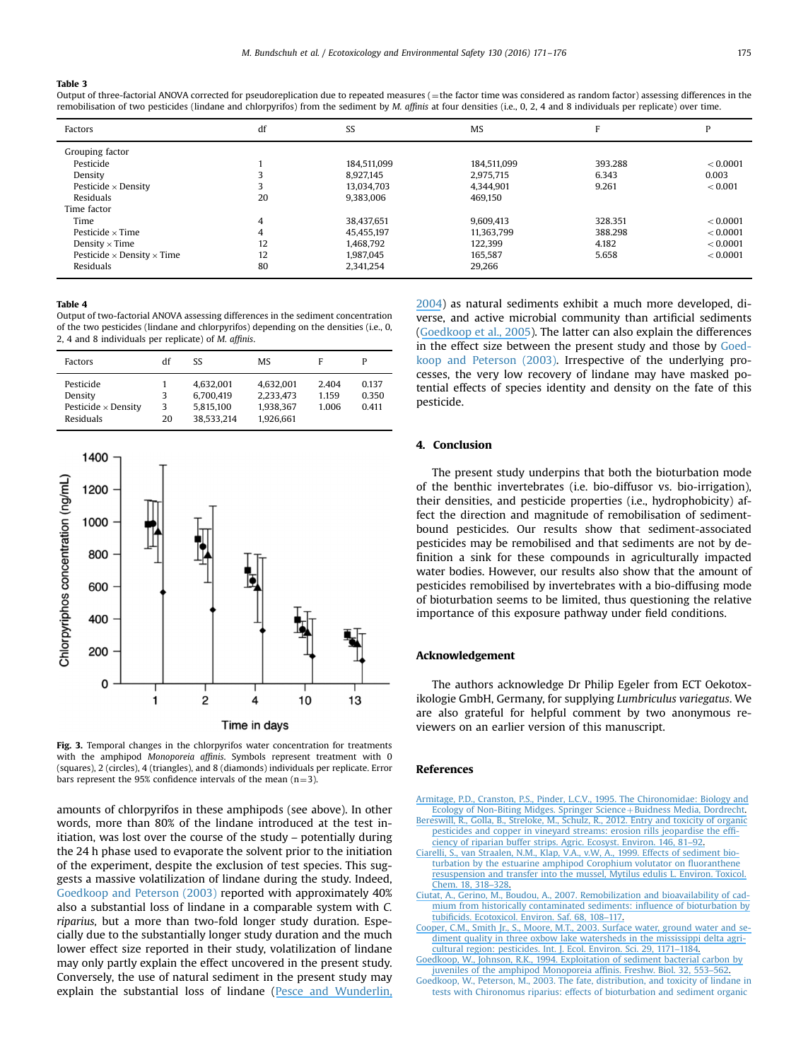**Table 3**
Output of three-factorial ANOVA corrected for pseudoreplication due to repeated measures (=the factor time was considered as random factor) assessing differences in the remobilisation of two pesticides (lindane and chlorpyrifos) from the sediment by *M. affinis* at four densities (i.e., 0, 2, 4 and 8 individuals per replicate) over time.

| Factors | df | SS | MS | F | P |
|---|---|---|---|---|---|
| Grouping factor | | | | | |
| Pesticide | 1 | 184,511,099 | 184,511,099 | 393.288 | < 0.0001 |
| Density | 3 | 8,927,145 | 2,975,715 | 6.343 | 0.003 |
| Pesticide × Density | 3 | 13,034,703 | 4,344,901 | 9.261 | < 0.001 |
| Residuals | 20 | 9,383,006 | 469,150 | | |
| Time factor | | | | | |
| Time | 4 | 38,437,651 | 9,609,413 | 328.351 | < 0.0001 |
| Pesticide × Time | 4 | 45,455,197 | 11,363,799 | 388.298 | < 0.0001 |
| Density × Time | 12 | 1,468,792 | 122,399 | 4.182 | < 0.0001 |
| Pesticide × Density × Time | 12 | 1,987,045 | 165,587 | 5.658 | < 0.0001 |
| Residuals | 80 | 2,341,254 | 29,266 | | |

**Table 4**
Output of two-factorial ANOVA assessing differences in the sediment concentration of the two pesticides (lindane and chlorpyrifos) depending on the densities (i.e., 0, 2, 4 and 8 individuals per replicate) of *M. affinis*.

| Factors | df | SS | MS | F | P |
|---|---|---|---|---|---|
| Pesticide | 1 | 4,632,001 | 4,632,001 | 2.404 | 0.137 |
| Density | 3 | 6,700,419 | 2,233,473 | 1.159 | 0.350 |
| Pesticide × Density | 3 | 5,815,100 | 1,938,367 | 1.006 | 0.411 |
| Residuals | 20 | 38,533,214 | 1,926,661 | | |

**Fig. 3.** Temporal changes in the chlorpyrifos water concentration for treatments with the amphipod *Monoporeia affinis*. Symbols represent treatment with 0 (squares), 2 (circles), 4 (triangles), and 8 (diamonds) individuals per replicate. Error bars represent the 95% confidence intervals of the mean (n=3).

amounts of chlorpyrifos in these amphipods (see above). In other words, more than 80% of the lindane introduced at the test initiation, was lost over the course of the study – potentially during the 24 h phase used to evaporate the solvent prior to the initiation of the experiment, despite the exclusion of test species. This suggests a massive volatilization of lindane during the study. Indeed, Goedkoop and Peterson (2003) reported with approximately 40% also a substantial loss of lindane in a comparable system with *C. riparius*, but a more than two-fold longer study duration. Especially due to the substantially longer study duration and the much lower effect size reported in their study, volatilization of lindane may only partly explain the effect uncovered in the present study. Conversely, the use of natural sediment in the present study may explain the substantial loss of lindane (Pesce and Wunderlin, 2004) as natural sediments exhibit a much more developed, diverse, and active microbial community than artificial sediments (Goedkoop et al., 2005). The latter can also explain the differences in the effect size between the present study and those by Goedkoop and Peterson (2003). Irrespective of the underlying processes, the very low recovery of lindane may have masked potential effects of species identity and density on the fate of this pesticide.

## 4. Conclusion

The present study underpins that both the bioturbation mode of the benthic invertebrates (i.e. bio-diffusor vs. bio-irrigation), their densities, and pesticide properties (i.e., hydrophobicity) affect the direction and magnitude of remobilisation of sediment-bound pesticides. Our results show that sediment-associated pesticides may be remobilised and that sediments are not by definition a sink for these compounds in agriculturally impacted water bodies. However, our results also show that the amount of pesticides remobilised by invertebrates with a bio-diffusing mode of bioturbation seems to be limited, thus questioning the relative importance of this exposure pathway under field conditions.

## Acknowledgement

The authors acknowledge Dr Philip Egeler from ECT Oekotoxikologie GmbH, Germany, for supplying *Lumbriculus variegatus*. We are also grateful for helpful comment by two anonymous reviewers on an earlier version of this manuscript.

## References

Armitage, P.D., Cranston, P.S., Pinder, L.C.V., 1995. The Chironomidae: Biology and Ecology of Non-Biting Midges. Springer Science+Buidness Media, Dordrecht.

Bereswill, R., Golla, B., Streloke, M., Schulz, R., 2012. Entry and toxicity of organic pesticides and copper in vineyard streams: erosion rills jeopardise the efficiency of riparian buffer strips. Agric. Ecosyst. Environ. 146, 81–92.

Ciarelli, S., van Straalen, N.M., Klap, V.A., v.W, A., 1999. Effects of sediment bioturbation by the estuarine amphipod Corophium volutator on fluoranthene resuspension and transfer into the mussel, Mytilus edulis L. Environ. Toxicol. Chem. 18, 318–328.

Ciutat, A., Gerino, M., Boudou, A., 2007. Remobilization and bioavailability of cadmium from historically contaminated sediments: influence of bioturbation by tubificids. Ecotoxicol. Environ. Saf. 68, 108–117.

Cooper, C.M., Smith Jr., S., Moore, M.T., 2003. Surface water, ground water and sediment quality in three oxbow lake watersheds in the mississippi delta agricultural region: pesticides. Int. J. Ecol. Environ. Sci. 29, 1171–1184.

Goedkoop, W., Johnson, R.K., 1994. Exploitation of sediment bacterial carbon by juveniles of the amphipod Monoporeia affinis. Freshw. Biol. 32, 553–562.

Goedkoop, W., Peterson, M., 2003. The fate, distribution, and toxicity of lindane in tests with Chironomus riparius: effects of bioturbation and sediment organic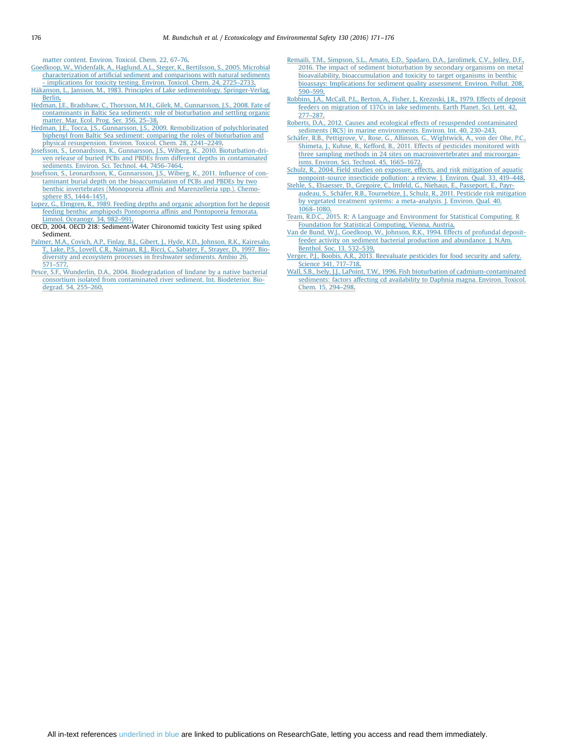matter content. Environ. Toxicol. Chem. 22, 67–76.

Goedkoop, W., Widenfalk, A., Haglund, A.L., Steger, K., Bertilsson, S., 2005. Microbial characterization of artificial sediment and comparisons with natural sediments - implications for toxicity testing. Environ. Toxicol. Chem. 24, 2725–2733.

Håkanson, L., Jansson, M., 1983. Principles of Lake sedimentology. Springer-Verlag, Berlin.

Hedman, J.E., Bradshaw, C., Thorsson, M.H., Gilek, M., Gunnarsson, J.S., 2008. Fate of contaminants in Baltic Sea sediments: role of bioturbation and settling organic matter. Mar. Ecol. Prog. Ser. 356, 25–38.

Hedman, J.E., Tocca, J.S., Gunnarsson, J.S., 2009. Remobilization of polychlorinated biphenyl from Baltic Sea sediment: comparing the roles of bioturbation and physical resuspension. Environ. Toxicol. Chem. 28, 2241–2249.

Josefsson, S., Leonardsson, K., Gunnarsson, J.S., Wiberg, K., 2010. Bioturbation-driven release of buried PCBs and PBDEs from different depths in contaminated sediments. Environ. Sci. Technol. 44, 7456–7464.

Josefsson, S., Leonardsson, K., Gunnarsson, J.S., Wiberg, K., 2011. Influence of contaminant burial depth on the bioaccumulation of PCBs and PBDEs by two benthic invertebrates (Monoporeia affinis and Marenzelleria spp.). Chemosphere 85, 1444–1451.

Lopez, G., Elmgren, R., 1989. Feeding depths and organic adsorption fort he deposit feeding benthic amphipods Pontoporeia affinis and Pontoporeia femorata. Limnol. Oceanogr. 34, 982–991.

OECD, 2004. OECD 218: Sediment-Water Chironomid toxicity Test using spiked Sediment.

Palmer, M.A., Covich, A.P., Finlay, B.J., Gibert, J., Hyde, K.D., Johnson, R.K., Kairesalo, T., Lake, P.S., Lovell, C.R., Naiman, R.J., Ricci, C., Sabater, F., Strayer, D., 1997. Biodiversity and ecosystem processes in freshwater sediments. Ambio 26, 571–577.

Pesce, S.F., Wunderlin, D.A., 2004. Biodegradation of lindane by a native bacterial consortium isolated from contaminated river sediment. Int. Biodeterior. Biodegrad. 54, 255–260.

Remaili, T.M., Simpson, S.L., Amato, E.D., Spadaro, D.A., Jarolimek, C.V., Jolley, D.F., 2016. The impact of sediment bioturbation by secondary organisms on metal bioavailability, bioaccumulation and toxicity to target organisms in benthic bioassays: Implications for sediment quality assessment. Environ. Pollut. 208, 590–599.

Robbins, J.A., McCall, P.L., Berton, A., Fisher, J., Krezoski, J.R., 1979. Effects of deposit feeders on migration of 137Cs in lake sediments. Earth Planet. Sci. Lett. 42, 277–287.

Roberts, D.A., 2012. Causes and ecological effects of resuspended contaminated sediments (RCS) in marine environments. Environ. Int. 40, 230–243.

Schäfer, R.B., Pettigrove, V., Rose, G., Allinson, G., Wightwick, A., von der Ohe, P.C., Shimeta, J., Kuhne, R., Kefford, B., 2011. Effects of pesticides monitored with three sampling methods in 24 sites on macroinvertebrates and microorganisms. Environ. Sci. Technol. 45, 1665–1672.

Schulz, R., 2004. Field studies on exposure, effects, and risk mitigation of aquatic nonpoint-source insecticide pollution: a review. J. Environ. Qual. 33, 419–448.

Stehle, S., Elsaesser, D., Gregoire, C., Imfeld, G., Niehaus, E., Passeport, E., Payraudeau, S., Schäfer, R.B., Tournebize, J., Schulz, R., 2011. Pesticide risk mitigation by vegetated treatment systems: a meta-analysis. J. Environ. Qual. 40, 1068–1080.

Team, R.D.C., 2015. R: A Language and Environment for Statistical Computing. R Foundation for Statistical Computing, Vienna, Austria.

Van de Bund, W.J., Goedkoop, W., Johnson, R.K., 1994. Effects of profundal deposit-feeder activity on sediment bacterial production and abundance. J. N.Am. Benthol. Soc. 13, 532–539.

Verger, P.J., Boobis, A.R., 2013. Reevaluate pesticides for food security and safety. Science 341, 717–718.

Wall, S.B., Isely, J.J., LaPoint, T.W., 1996. Fish bioturbation of cadmium-contaminated sediments: factors affecting cd availability to Daphnia magna. Environ. Toxicol. Chem. 15, 294–298.